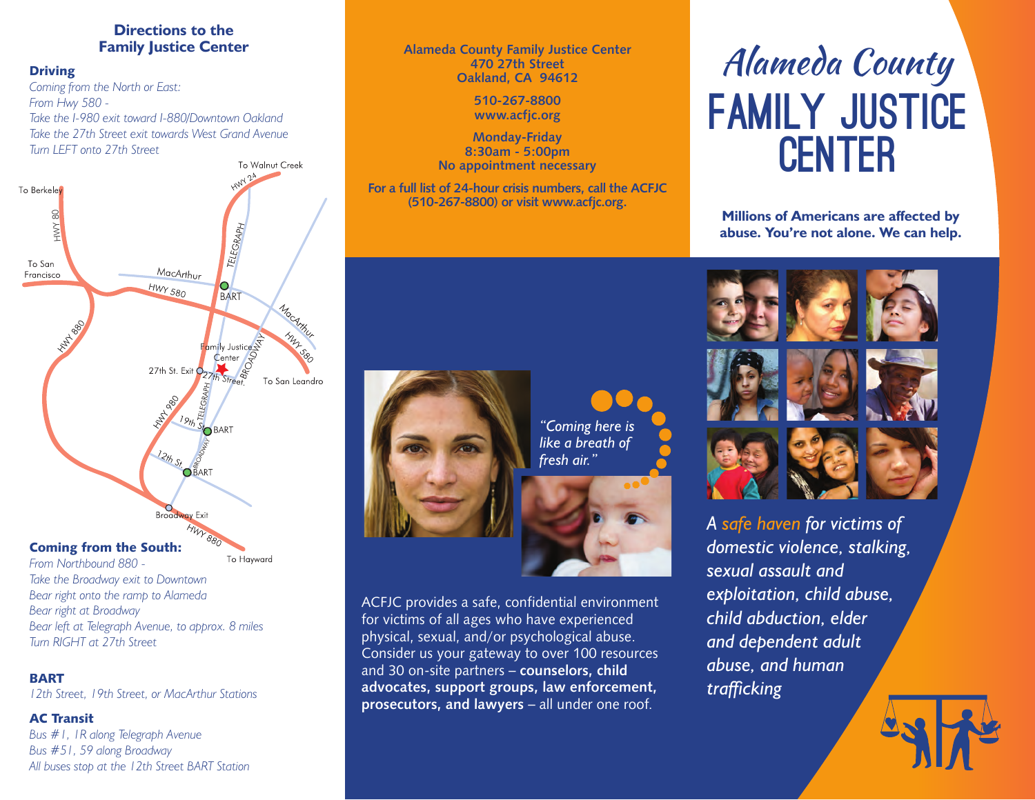## Directions to the Family Justice Center

### Driving

*Coming from the North or East:*
*From Hwy 580 -*
*Take the I-980 exit toward I-880/Downtown Oakland*
*Take the 27th Street exit towards West Grand Avenue*
*Turn LEFT onto 27th Street*

### Coming from the South:

*From Northbound 880 -*
*Take the Broadway exit to Downtown*
*Bear right onto the ramp to Alameda*
*Bear right at Broadway*
*Bear left at Telegraph Avenue, to approx. 8 miles*
*Turn RIGHT at 27th Street*

### BART

*12th Street, 19th Street, or MacArthur Stations*

### AC Transit

*Bus #1, 1R along Telegraph Avenue*
*Bus #51, 59 along Broadway*
*All buses stop at the 12th Street BART Station*

**Alameda County Family Justice Center**
**470 27th Street**
**Oakland, CA 94612**

**510-267-8800**
**www.acfjc.org**

**Monday-Friday**
**8:30am - 5:00pm**
**No appointment necessary**

**For a full list of 24-hour crisis numbers, call the ACFJC (510-267-8800) or visit www.acfjc.org.**

*"Coming here is like a breath of fresh air."*

ACFJC provides a safe, confidential environment for victims of all ages who have experienced physical, sexual, and/or psychological abuse. Consider us your gateway to over 100 resources and 30 on-site partners – **counselors, child advocates, support groups, law enforcement, prosecutors, and lawyers** – all under one roof.

# *Alameda County* FAMILY JUSTICE CENTER

**Millions of Americans are affected by abuse. You're not alone. We can help.**

*A safe haven for victims of domestic violence, stalking, sexual assault and exploitation, child abuse, child abduction, elder and dependent adult abuse, and human trafficking*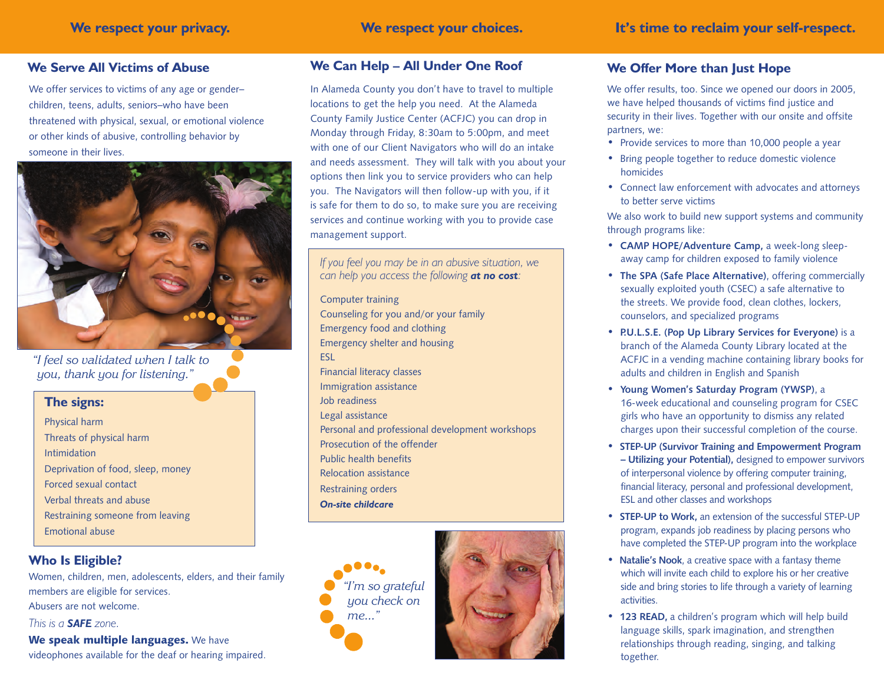## We respect your privacy.

### We Serve All Victims of Abuse

We offer services to victims of any age or gender–children, teens, adults, seniors–who have been threatened with physical, sexual, or emotional violence or other kinds of abusive, controlling behavior by someone in their lives.

*"I feel so validated when I talk to you, thank you for listening."*

### The signs:

Physical harm
Threats of physical harm
Intimidation
Deprivation of food, sleep, money
Forced sexual contact
Verbal threats and abuse
Restraining someone from leaving
Emotional abuse

### Who Is Eligible?

Women, children, men, adolescents, elders, and their family members are eligible for services.
Abusers are not welcome.

*This is a **SAFE** zone.*

**We speak multiple languages.** We have videophones available for the deaf or hearing impaired.

## We respect your choices.

### We Can Help – All Under One Roof

In Alameda County you don't have to travel to multiple locations to get the help you need. At the Alameda County Family Justice Center (ACFJC) you can drop in Monday through Friday, 8:30am to 5:00pm, and meet with one of our Client Navigators who will do an intake and needs assessment. They will talk with you about your options then link you to service providers who can help you. The Navigators will then follow-up with you, if it is safe for them to do so, to make sure you are receiving services and continue working with you to provide case management support.

*If you feel you may be in an abusive situation, we can help you access the following **at no cost**:*

Computer training
Counseling for you and/or your family
Emergency food and clothing
Emergency shelter and housing
ESL
Financial literacy classes
Immigration assistance
Job readiness
Legal assistance
Personal and professional development workshops
Prosecution of the offender
Public health benefits
Relocation assistance
Restraining orders
***On-site childcare***

*"I'm so grateful you check on me..."*

## It's time to reclaim your self-respect.

### We Offer More than Just Hope

We offer results, too. Since we opened our doors in 2005, we have helped thousands of victims find justice and security in their lives. Together with our onsite and offsite partners, we:

- Provide services to more than 10,000 people a year
- Bring people together to reduce domestic violence homicides
- Connect law enforcement with advocates and attorneys to better serve victims

We also work to build new support systems and community through programs like:

- **CAMP HOPE/Adventure Camp,** a week-long sleep-away camp for children exposed to family violence
- **The SPA (Safe Place Alternative)**, offering commercially sexually exploited youth (CSEC) a safe alternative to the streets. We provide food, clean clothes, lockers, counselors, and specialized programs
- **P.U.L.S.E. (Pop Up Library Services for Everyone)** is a branch of the Alameda County Library located at the ACFJC in a vending machine containing library books for adults and children in English and Spanish
- **Young Women's Saturday Program (YWSP)**, a 16-week educational and counseling program for CSEC girls who have an opportunity to dismiss any related charges upon their successful completion of the course.
- **STEP-UP (Survivor Training and Empowerment Program – Utilizing your Potential),** designed to empower survivors of interpersonal violence by offering computer training, financial literacy, personal and professional development, ESL and other classes and workshops
- **STEP-UP to Work,** an extension of the successful STEP-UP program, expands job readiness by placing persons who have completed the STEP-UP program into the workplace
- **Natalie's Nook**, a creative space with a fantasy theme which will invite each child to explore his or her creative side and bring stories to life through a variety of learning activities.
- **123 READ,** a children's program which will help build language skills, spark imagination, and strengthen relationships through reading, singing, and talking together.